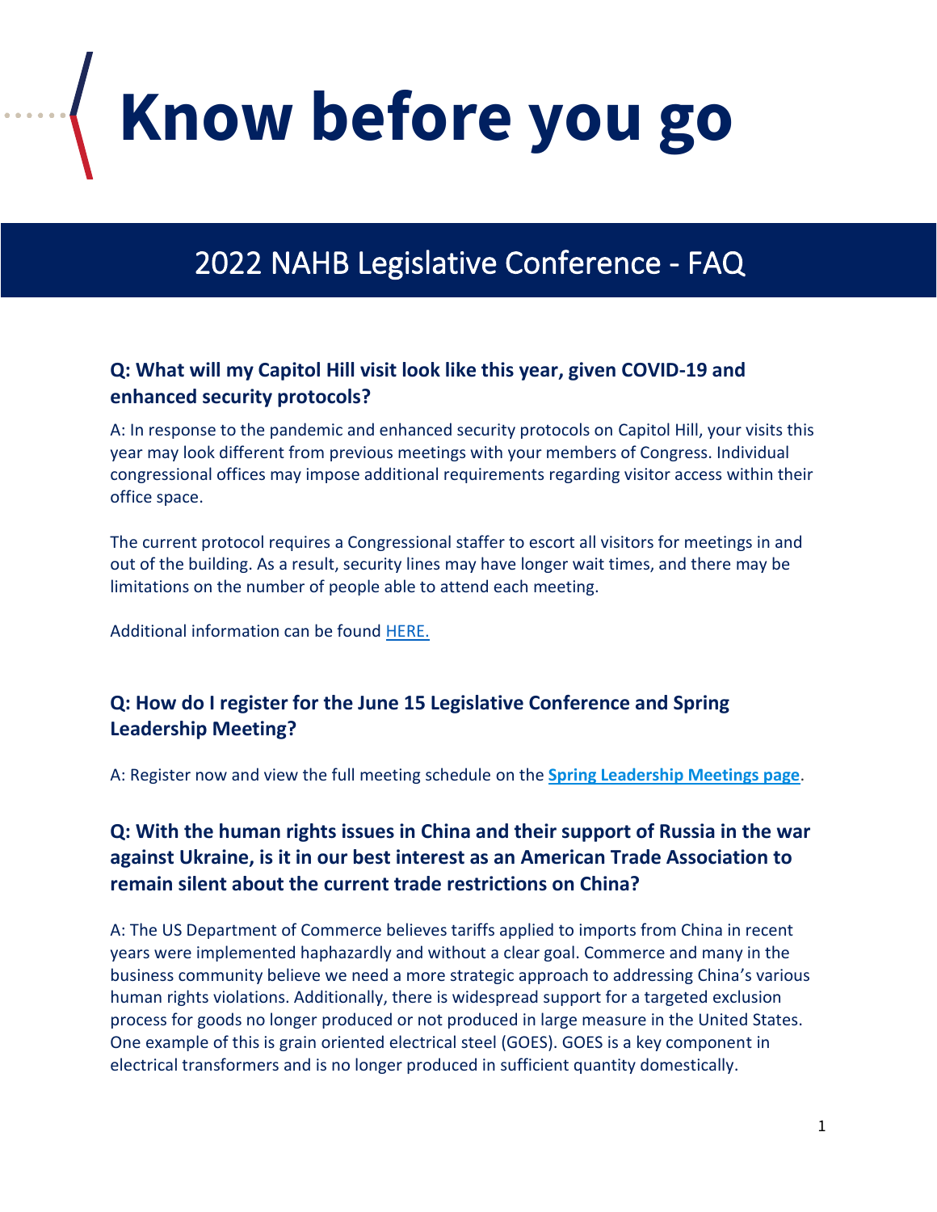# Know before you go

## 2022 NAHB Legislative Conference - FAQ

### Q: What will my Capitol Hill visit look like this year, given COVID-19 and enhanced security protocols?

A: In response to the pandemic and enhanced security protocols on Capitol Hill, your visits this year may look different from previous meetings with your members of Congress. Individual congressional offices may impose additional requirements regarding visitor access within their office space.

The current protocol requires a Congressional staffer to escort all visitors for meetings in and out of the building. As a result, security lines may have longer wait times, and there may be limitations on the number of people able to attend each meeting.

Additional information can be found HERE.

### Q: How do I register for the June 15 Legislative Conference and Spring Leadership Meeting?

A: Register now and view the full meeting schedule on the **Spring Leadership Meetings page**.

### Q: With the human rights issues in China and their support of Russia in the war against Ukraine, is it in our best interest as an American Trade Association to remain silent about the current trade restrictions on China?

A: The US Department of Commerce believes tariffs applied to imports from China in recent years were implemented haphazardly and without a clear goal. Commerce and many in the business community believe we need a more strategic approach to addressing China's various human rights violations. Additionally, there is widespread support for a targeted exclusion process for goods no longer produced or not produced in large measure in the United States. One example of this is grain oriented electrical steel (GOES). GOES is a key component in electrical transformers and is no longer produced in sufficient quantity domestically.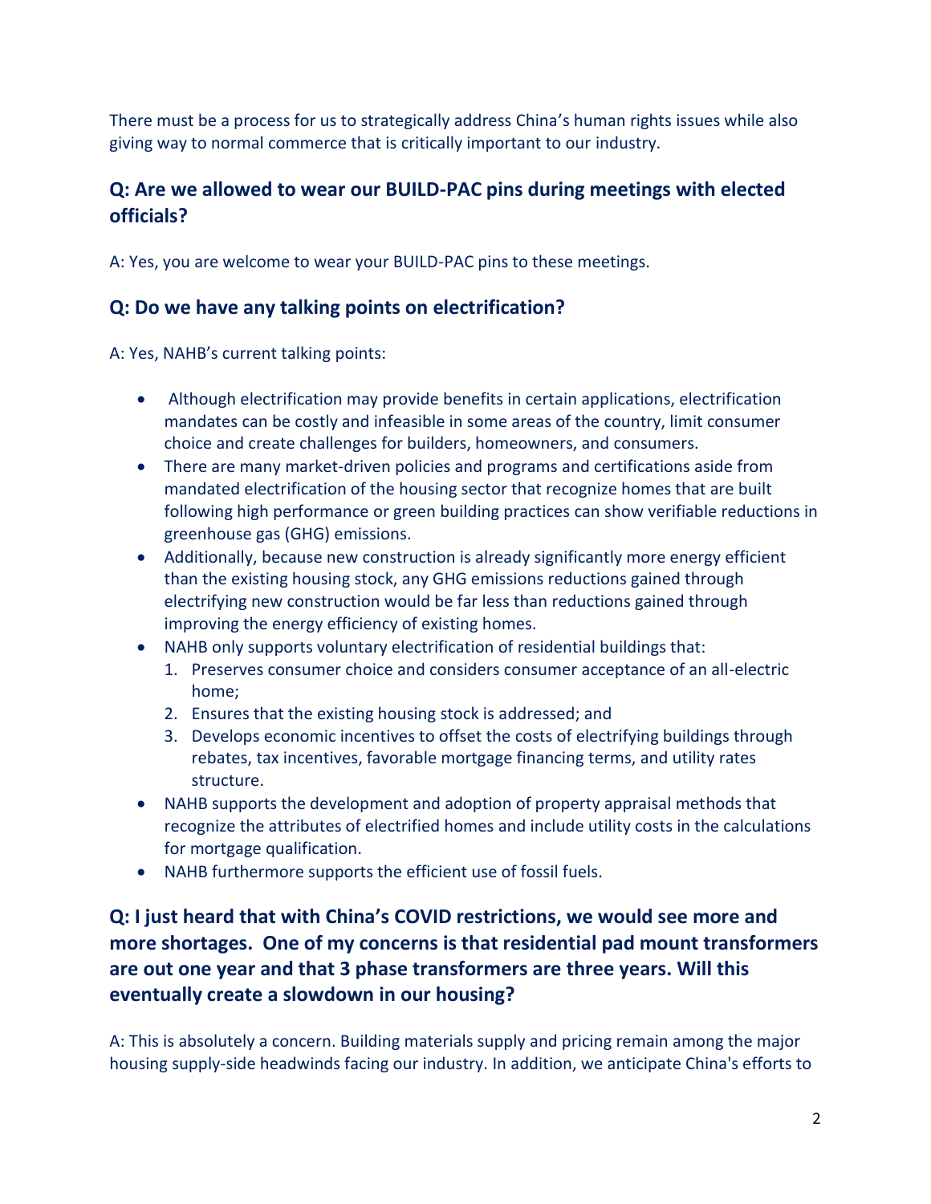There must be a process for us to strategically address China's human rights issues while also giving way to normal commerce that is critically important to our industry.

### Q: Are we allowed to wear our BUILD-PAC pins during meetings with elected officials?

A: Yes, you are welcome to wear your BUILD-PAC pins to these meetings.

### Q: Do we have any talking points on electrification?

A: Yes, NAHB's current talking points:

- Although electrification may provide benefits in certain applications, electrification mandates can be costly and infeasible in some areas of the country, limit consumer choice and create challenges for builders, homeowners, and consumers.
- There are many market-driven policies and programs and certifications aside from mandated electrification of the housing sector that recognize homes that are built following high performance or green building practices can show verifiable reductions in greenhouse gas (GHG) emissions.
- Additionally, because new construction is already significantly more energy efficient than the existing housing stock, any GHG emissions reductions gained through electrifying new construction would be far less than reductions gained through improving the energy efficiency of existing homes.
- NAHB only supports voluntary electrification of residential buildings that:
  1. Preserves consumer choice and considers consumer acceptance of an all-electric home;
  2. Ensures that the existing housing stock is addressed; and
  3. Develops economic incentives to offset the costs of electrifying buildings through rebates, tax incentives, favorable mortgage financing terms, and utility rates structure.
- NAHB supports the development and adoption of property appraisal methods that recognize the attributes of electrified homes and include utility costs in the calculations for mortgage qualification.
- NAHB furthermore supports the efficient use of fossil fuels.

### Q: I just heard that with China's COVID restrictions, we would see more and more shortages. One of my concerns is that residential pad mount transformers are out one year and that 3 phase transformers are three years. Will this eventually create a slowdown in our housing?

A: This is absolutely a concern. Building materials supply and pricing remain among the major housing supply-side headwinds facing our industry. In addition, we anticipate China's efforts to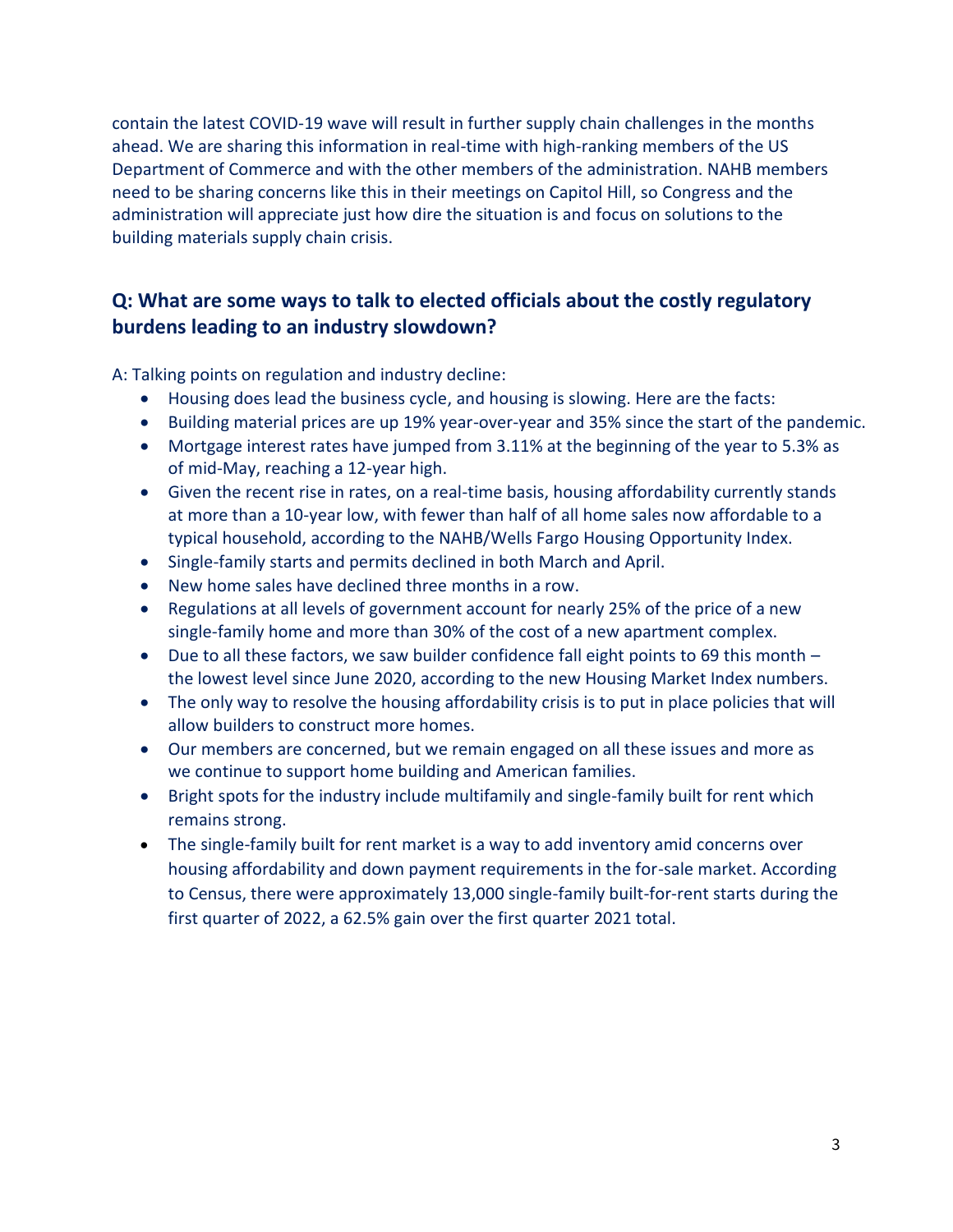contain the latest COVID-19 wave will result in further supply chain challenges in the months ahead. We are sharing this information in real-time with high-ranking members of the US Department of Commerce and with the other members of the administration. NAHB members need to be sharing concerns like this in their meetings on Capitol Hill, so Congress and the administration will appreciate just how dire the situation is and focus on solutions to the building materials supply chain crisis.

## Q: What are some ways to talk to elected officials about the costly regulatory burdens leading to an industry slowdown?

A: Talking points on regulation and industry decline:

- Housing does lead the business cycle, and housing is slowing. Here are the facts:
- Building material prices are up 19% year-over-year and 35% since the start of the pandemic.
- Mortgage interest rates have jumped from 3.11% at the beginning of the year to 5.3% as of mid-May, reaching a 12-year high.
- Given the recent rise in rates, on a real-time basis, housing affordability currently stands at more than a 10-year low, with fewer than half of all home sales now affordable to a typical household, according to the NAHB/Wells Fargo Housing Opportunity Index.
- Single-family starts and permits declined in both March and April.
- New home sales have declined three months in a row.
- Regulations at all levels of government account for nearly 25% of the price of a new single-family home and more than 30% of the cost of a new apartment complex.
- Due to all these factors, we saw builder confidence fall eight points to 69 this month – the lowest level since June 2020, according to the new Housing Market Index numbers.
- The only way to resolve the housing affordability crisis is to put in place policies that will allow builders to construct more homes.
- Our members are concerned, but we remain engaged on all these issues and more as we continue to support home building and American families.
- Bright spots for the industry include multifamily and single-family built for rent which remains strong.
- The single-family built for rent market is a way to add inventory amid concerns over housing affordability and down payment requirements in the for-sale market. According to Census, there were approximately 13,000 single-family built-for-rent starts during the first quarter of 2022, a 62.5% gain over the first quarter 2021 total.